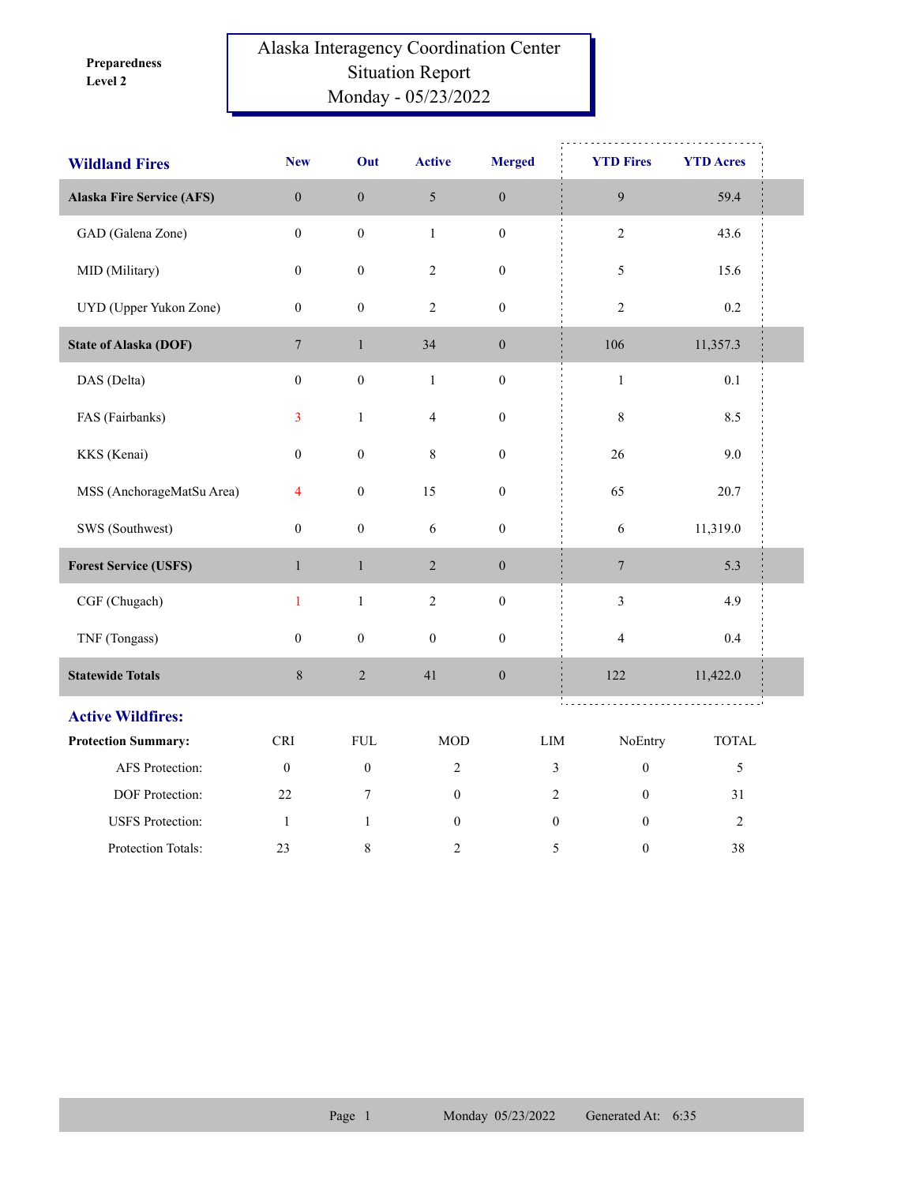**Preparedness Level 2**

# Alaska Interagency Coordination Center Situation Report Monday - 05/23/2022

| Wildland Fires | New | Out | Active | Merged | YTD Fires | YTD Acres |
|---|---|---|---|---|---|---|
| **Alaska Fire Service (AFS)** | 0 | 0 | 5 | 0 | 9 | 59.4 |
| GAD (Galena Zone) | 0 | 0 | 1 | 0 | 2 | 43.6 |
| MID (Military) | 0 | 0 | 2 | 0 | 5 | 15.6 |
| UYD (Upper Yukon Zone) | 0 | 0 | 2 | 0 | 2 | 0.2 |
| **State of Alaska (DOF)** | 7 | 1 | 34 | 0 | 106 | 11,357.3 |
| DAS (Delta) | 0 | 0 | 1 | 0 | 1 | 0.1 |
| FAS (Fairbanks) | 3 | 1 | 4 | 0 | 8 | 8.5 |
| KKS (Kenai) | 0 | 0 | 8 | 0 | 26 | 9.0 |
| MSS (AnchorageMatSu Area) | 4 | 0 | 15 | 0 | 65 | 20.7 |
| SWS (Southwest) | 0 | 0 | 6 | 0 | 6 | 11,319.0 |
| **Forest Service (USFS)** | 1 | 1 | 2 | 0 | 7 | 5.3 |
| CGF (Chugach) | 1 | 1 | 2 | 0 | 3 | 4.9 |
| TNF (Tongass) | 0 | 0 | 0 | 0 | 4 | 0.4 |
| **Statewide Totals** | 8 | 2 | 41 | 0 | 122 | 11,422.0 |

## Active Wildfires:

| Protection Summary: | CRI | FUL | MOD | LIM | NoEntry | TOTAL |
|---|---|---|---|---|---|---|
| AFS Protection: | 0 | 0 | 2 | 3 | 0 | 5 |
| DOF Protection: | 22 | 7 | 0 | 2 | 0 | 31 |
| USFS Protection: | 1 | 1 | 0 | 0 | 0 | 2 |
| Protection Totals: | 23 | 8 | 2 | 5 | 0 | 38 |

Monday 05/23/2022 Generated At: 6:35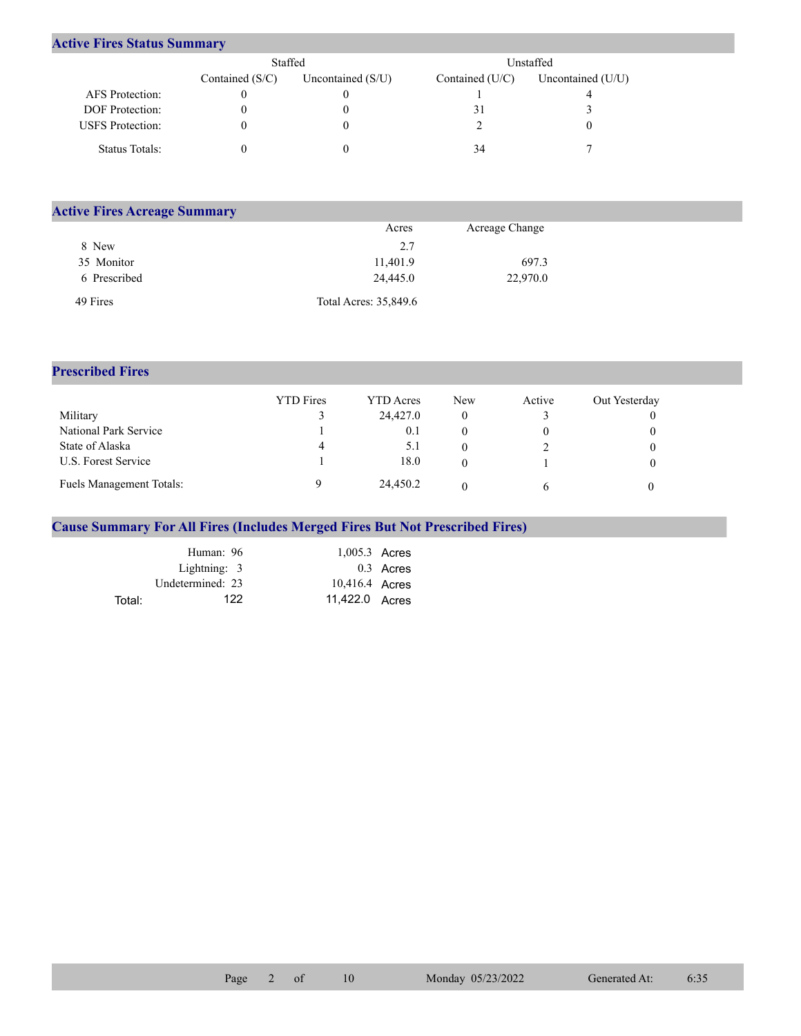## Active Fires Status Summary

| | Staffed | | Unstaffed | |
|---|---|---|---|---|
| | Contained (S/C) | Uncontained (S/U) | Contained (U/C) | Uncontained (U/U) |
| AFS Protection: | 0 | 0 | 1 | 4 |
| DOF Protection: | 0 | 0 | 31 | 3 |
| USFS Protection: | 0 | 0 | 2 | 0 |
| Status Totals: | 0 | 0 | 34 | 7 |

## Active Fires Acreage Summary

| | Acres | Acreage Change |
|---|---|---|
| 8 New | 2.7 | |
| 35 Monitor | 11,401.9 | 697.3 |
| 6 Prescribed | 24,445.0 | 22,970.0 |
| 49 Fires | Total Acres: 35,849.6 | |

## Prescribed Fires

| | YTD Fires | YTD Acres | New | Active | Out Yesterday |
|---|---|---|---|---|---|
| Military | 3 | 24,427.0 | 0 | 3 | 0 |
| National Park Service | 1 | 0.1 | 0 | 0 | 0 |
| State of Alaska | 4 | 5.1 | 0 | 2 | 0 |
| U.S. Forest Service | 1 | 18.0 | 0 | 1 | 0 |
| Fuels Management Totals: | 9 | 24,450.2 | 0 | 6 | 0 |

## Cause Summary For All Fires (Includes Merged Fires But Not Prescribed Fires)

| | Fires | Acres |
|---|---|---|
| Human: | 96 | 1,005.3 Acres |
| Lightning: | 3 | 0.3 Acres |
| Undetermined: | 23 | 10,416.4 Acres |
| Total: | 122 | 11,422.0 Acres |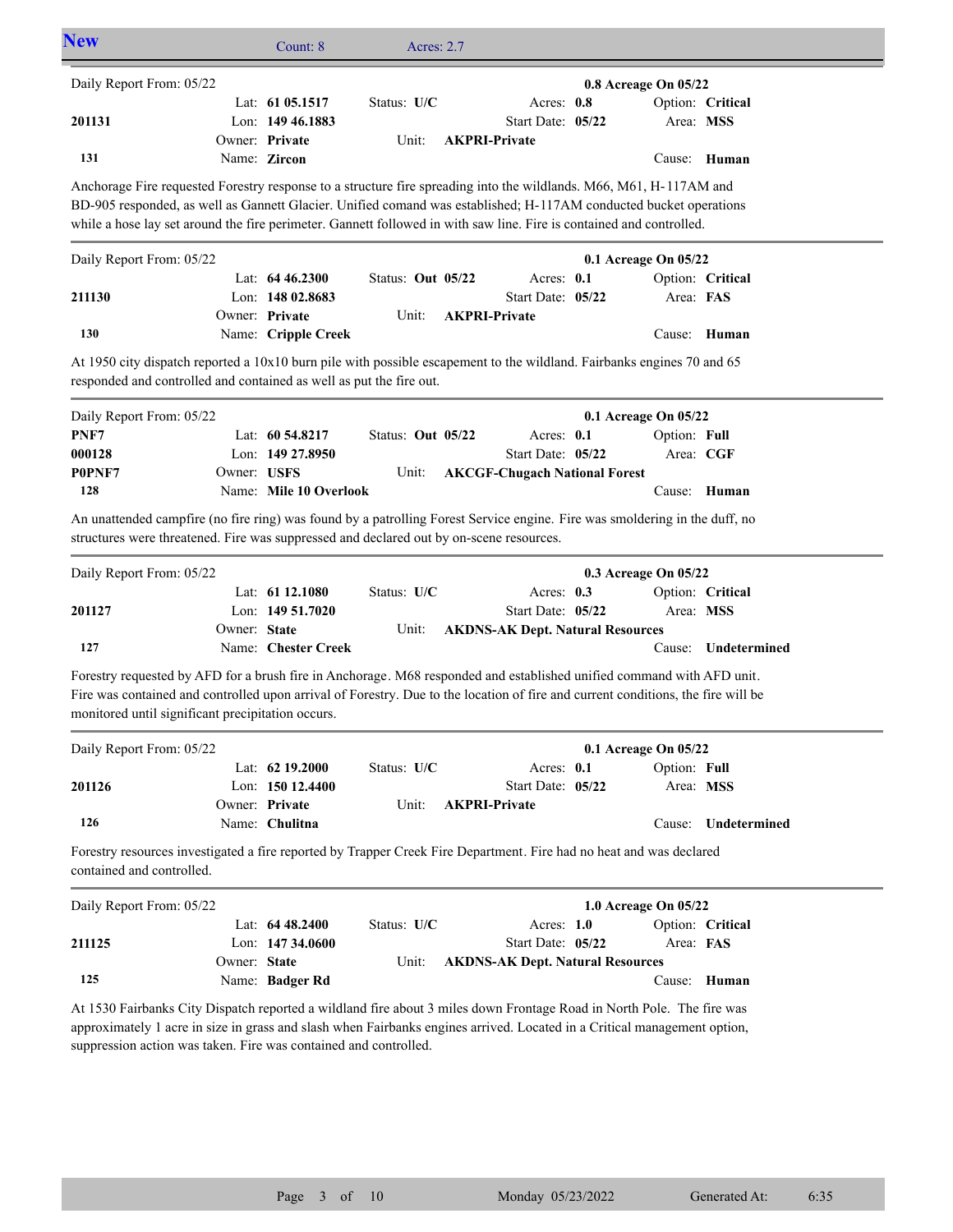## New

Count: 8 Acres: 2.7

---

Daily Report From: 05/22 — **0.8 Acreage On 05/22**

| | | | | |
|---|---|---|---|---|
| | Lat: **61 05.1517** | Status: **U/C** | Acres: **0.8** | Option: **Critical** |
| **201131** | Lon: **149 46.1883** | | Start Date: **05/22** | Area: **MSS** |
| | Owner: **Private** | Unit: **AKPRI-Private** | | |
| **131** | Name: **Zircon** | | | Cause: **Human** |

Anchorage Fire requested Forestry response to a structure fire spreading into the wildlands. M66, M61, H-117AM and BD-905 responded, as well as Gannett Glacier. Unified comand was established; H-117AM conducted bucket operations while a hose lay set around the fire perimeter. Gannett followed in with saw line. Fire is contained and controlled.

---

Daily Report From: 05/22 — **0.1 Acreage On 05/22**

| | | | | |
|---|---|---|---|---|
| | Lat: **64 46.2300** | Status: **Out 05/22** | Acres: **0.1** | Option: **Critical** |
| **211130** | Lon: **148 02.8683** | | Start Date: **05/22** | Area: **FAS** |
| | Owner: **Private** | Unit: **AKPRI-Private** | | |
| **130** | Name: **Cripple Creek** | | | Cause: **Human** |

At 1950 city dispatch reported a 10x10 burn pile with possible escapement to the wildland. Fairbanks engines 70 and 65 responded and controlled and contained as well as put the fire out.

---

Daily Report From: 05/22 — **0.1 Acreage On 05/22**

| | | | | |
|---|---|---|---|---|
| **PNF7** | Lat: **60 54.8217** | Status: **Out 05/22** | Acres: **0.1** | Option: **Full** |
| **000128** | Lon: **149 27.8950** | | Start Date: **05/22** | Area: **CGF** |
| **P0PNF7** | Owner: **USFS** | Unit: **AKCGF-Chugach National Forest** | | |
| **128** | Name: **Mile 10 Overlook** | | | Cause: **Human** |

An unattended campfire (no fire ring) was found by a patrolling Forest Service engine. Fire was smoldering in the duff, no structures were threatened. Fire was suppressed and declared out by on-scene resources.

---

Daily Report From: 05/22 — **0.3 Acreage On 05/22**

| | | | | |
|---|---|---|---|---|
| | Lat: **61 12.1080** | Status: **U/C** | Acres: **0.3** | Option: **Critical** |
| **201127** | Lon: **149 51.7020** | | Start Date: **05/22** | Area: **MSS** |
| | Owner: **State** | Unit: **AKDNS-AK Dept. Natural Resources** | | |
| **127** | Name: **Chester Creek** | | | Cause: **Undetermined** |

Forestry requested by AFD for a brush fire in Anchorage. M68 responded and established unified command with AFD unit. Fire was contained and controlled upon arrival of Forestry. Due to the location of fire and current conditions, the fire will be monitored until significant precipitation occurs.

---

Daily Report From: 05/22 — **0.1 Acreage On 05/22**

| | | | | |
|---|---|---|---|---|
| | Lat: **62 19.2000** | Status: **U/C** | Acres: **0.1** | Option: **Full** |
| **201126** | Lon: **150 12.4400** | | Start Date: **05/22** | Area: **MSS** |
| | Owner: **Private** | Unit: **AKPRI-Private** | | |
| **126** | Name: **Chulitna** | | | Cause: **Undetermined** |

Forestry resources investigated a fire reported by Trapper Creek Fire Department. Fire had no heat and was declared contained and controlled.

---

Daily Report From: 05/22 — **1.0 Acreage On 05/22**

| | | | | |
|---|---|---|---|---|
| | Lat: **64 48.2400** | Status: **U/C** | Acres: **1.0** | Option: **Critical** |
| **211125** | Lon: **147 34.0600** | | Start Date: **05/22** | Area: **FAS** |
| | Owner: **State** | Unit: **AKDNS-AK Dept. Natural Resources** | | |
| **125** | Name: **Badger Rd** | | | Cause: **Human** |

At 1530 Fairbanks City Dispatch reported a wildland fire about 3 miles down Frontage Road in North Pole. The fire was approximately 1 acre in size in grass and slash when Fairbanks engines arrived. Located in a Critical management option, suppression action was taken. Fire was contained and controlled.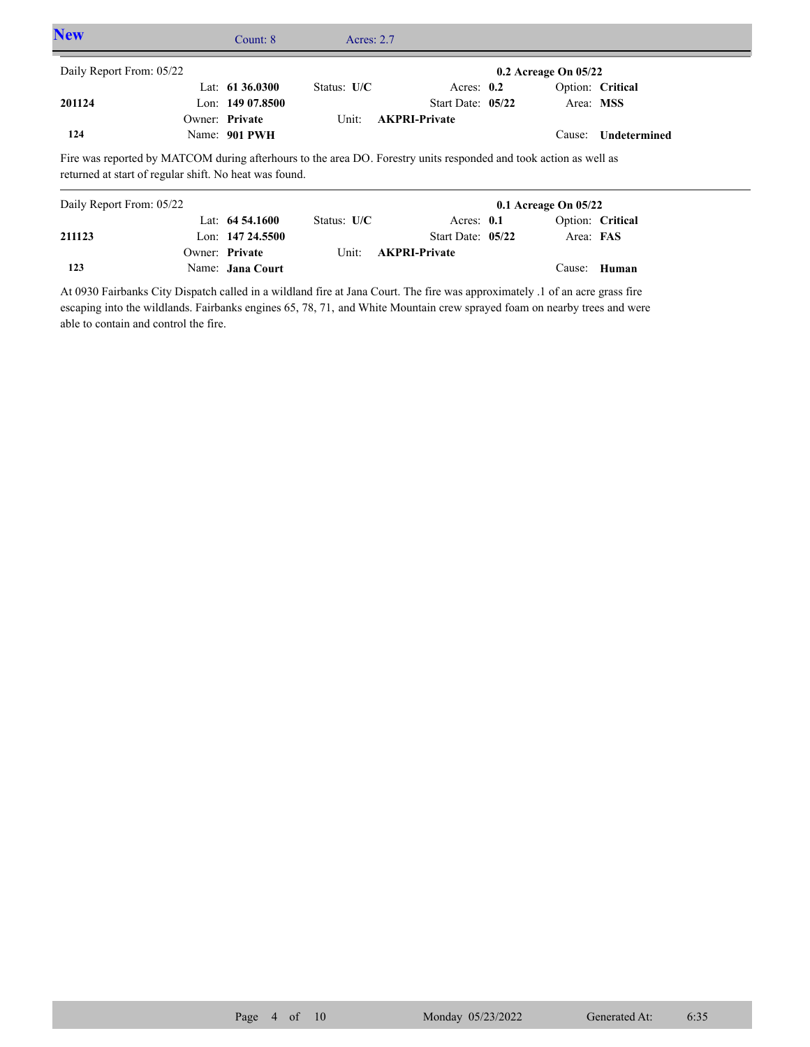## New

Count: 8 Acres: 2.7

---

Daily Report From: 05/22 **0.2 Acreage On 05/22**

| | | | | |
|---|---|---|---|---|
| | Lat: **61 36.0300** | Status: **U/C** | Acres: **0.2** | Option: **Critical** |
| **201124** | Lon: **149 07.8500** | | Start Date: **05/22** | Area: **MSS** |
| | Owner: **Private** | Unit: **AKPRI-Private** | | |
| **124** | Name: **901 PWH** | | | Cause: **Undetermined** |

Fire was reported by MATCOM during afterhours to the area DO. Forestry units responded and took action as well as returned at start of regular shift. No heat was found.

---

Daily Report From: 05/22 **0.1 Acreage On 05/22**

| | | | | |
|---|---|---|---|---|
| | Lat: **64 54.1600** | Status: **U/C** | Acres: **0.1** | Option: **Critical** |
| **211123** | Lon: **147 24.5500** | | Start Date: **05/22** | Area: **FAS** |
| | Owner: **Private** | Unit: **AKPRI-Private** | | |
| **123** | Name: **Jana Court** | | | Cause: **Human** |

At 0930 Fairbanks City Dispatch called in a wildland fire at Jana Court. The fire was approximately .1 of an acre grass fire escaping into the wildlands. Fairbanks engines 65, 78, 71, and White Mountain crew sprayed foam on nearby trees and were able to contain and control the fire.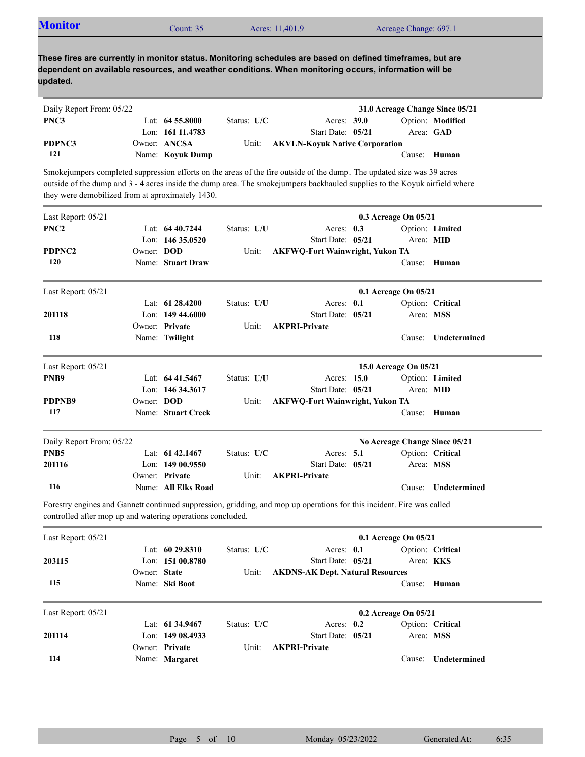## Monitor

Count: 35 | Acres: 11,401.9 | Acreage Change: 697.1

**These fires are currently in monitor status. Monitoring schedules are based on defined timeframes, but are dependent on available resources, and weather conditions. When monitoring occurs, information will be updated.**

---

Daily Report From: 05/22 — **31.0 Acreage Change Since 05/21**

| | | | | |
|---|---|---|---|---|
| **PNC3** | Lat: **64 55.8000** | Status: **U/C** | Acres: **39.0** | Option: **Modified** |
| | Lon: **161 11.4783** | | Start Date: **05/21** | Area: **GAD** |
| **PDPNC3** | Owner: **ANCSA** | Unit: **AKVLN-Koyuk Native Corporation** | | |
| **121** | Name: **Koyuk Dump** | | | Cause: **Human** |

Smokejumpers completed suppression efforts on the areas of the fire outside of the dump. The updated size was 39 acres outside of the dump and 3 - 4 acres inside the dump area. The smokejumpers backhauled supplies to the Koyuk airfield where they were demobilized from at aproximately 1430.

---

Last Report: 05/21 — **0.3 Acreage On 05/21**

| | | | | |
|---|---|---|---|---|
| **PNC2** | Lat: **64 40.7244** | Status: **U/U** | Acres: **0.3** | Option: **Limited** |
| | Lon: **146 35.0520** | | Start Date: **05/21** | Area: **MID** |
| **PDPNC2** | Owner: **DOD** | Unit: **AKFWQ-Fort Wainwright, Yukon TA** | | |
| **120** | Name: **Stuart Draw** | | | Cause: **Human** |

---

Last Report: 05/21 — **0.1 Acreage On 05/21**

| | | | | |
|---|---|---|---|---|
| | Lat: **61 28.4200** | Status: **U/U** | Acres: **0.1** | Option: **Critical** |
| **201118** | Lon: **149 44.6000** | | Start Date: **05/21** | Area: **MSS** |
| | Owner: **Private** | Unit: **AKPRI-Private** | | |
| **118** | Name: **Twilight** | | | Cause: **Undetermined** |

---

Last Report: 05/21 — **15.0 Acreage On 05/21**

| | | | | |
|---|---|---|---|---|
| **PNB9** | Lat: **64 41.5467** | Status: **U/U** | Acres: **15.0** | Option: **Limited** |
| | Lon: **146 34.3617** | | Start Date: **05/21** | Area: **MID** |
| **PDPNB9** | Owner: **DOD** | Unit: **AKFWQ-Fort Wainwright, Yukon TA** | | |
| **117** | Name: **Stuart Creek** | | | Cause: **Human** |

---

Daily Report From: 05/22 — **No Acreage Change Since 05/21**

| | | | | |
|---|---|---|---|---|
| **PNB5** | Lat: **61 42.1467** | Status: **U/C** | Acres: **5.1** | Option: **Critical** |
| **201116** | Lon: **149 00.9550** | | Start Date: **05/21** | Area: **MSS** |
| | Owner: **Private** | Unit: **AKPRI-Private** | | |
| **116** | Name: **All Elks Road** | | | Cause: **Undetermined** |

Forestry engines and Gannett continued suppression, gridding, and mop up operations for this incident. Fire was called controlled after mop up and watering operations concluded.

---

Last Report: 05/21 — **0.1 Acreage On 05/21**

| | | | | |
|---|---|---|---|---|
| | Lat: **60 29.8310** | Status: **U/C** | Acres: **0.1** | Option: **Critical** |
| **203115** | Lon: **151 00.8780** | | Start Date: **05/21** | Area: **KKS** |
| | Owner: **State** | Unit: **AKDNS-AK Dept. Natural Resources** | | |
| **115** | Name: **Ski Boot** | | | Cause: **Human** |

---

Last Report: 05/21 — **0.2 Acreage On 05/21**

| | | | | |
|---|---|---|---|---|
| | Lat: **61 34.9467** | Status: **U/C** | Acres: **0.2** | Option: **Critical** |
| **201114** | Lon: **149 08.4933** | | Start Date: **05/21** | Area: **MSS** |
| | Owner: **Private** | Unit: **AKPRI-Private** | | |
| **114** | Name: **Margaret** | | | Cause: **Undetermined** |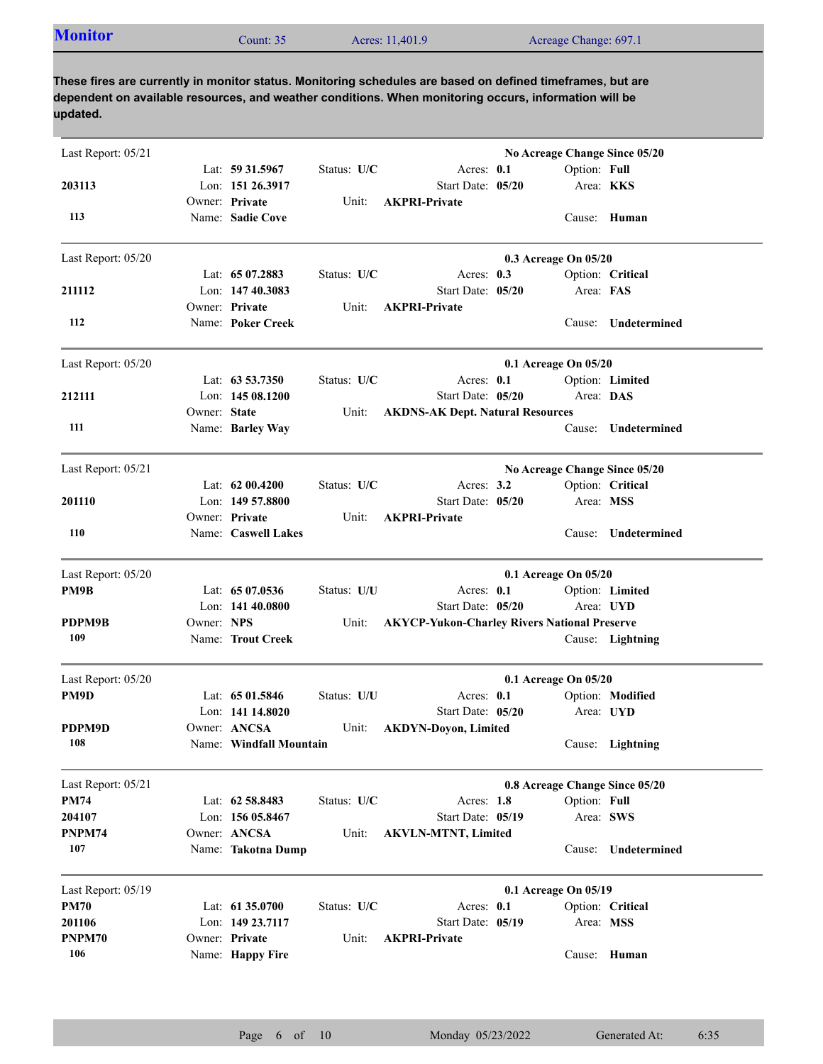## Monitor

Count: 35 | Acres: 11,401.9 | Acreage Change: 697.1

**These fires are currently in monitor status. Monitoring schedules are based on defined timeframes, but are dependent on available resources, and weather conditions. When monitoring occurs, information will be updated.**

---

Last Report: 05/21 — **No Acreage Change Since 05/20**

**203113**
**113**

| | | | |
|---|---|---|---|
| Lat: **59 31.5967** | Status: **U/C** | Acres: **0.1** | Option: **Full** |
| Lon: **151 26.3917** | | Start Date: **05/20** | Area: **KKS** |
| Owner: **Private** | Unit: **AKPRI-Private** | | |
| Name: **Sadie Cove** | | | Cause: **Human** |

---

Last Report: 05/20 — **0.3 Acreage On 05/20**

**211112**
**112**

| | | | |
|---|---|---|---|
| Lat: **65 07.2883** | Status: **U/C** | Acres: **0.3** | Option: **Critical** |
| Lon: **147 40.3083** | | Start Date: **05/20** | Area: **FAS** |
| Owner: **Private** | Unit: **AKPRI-Private** | | |
| Name: **Poker Creek** | | | Cause: **Undetermined** |

---

Last Report: 05/20 — **0.1 Acreage On 05/20**

**212111**
**111**

| | | | |
|---|---|---|---|
| Lat: **63 53.7350** | Status: **U/C** | Acres: **0.1** | Option: **Limited** |
| Lon: **145 08.1200** | | Start Date: **05/20** | Area: **DAS** |
| Owner: **State** | Unit: **AKDNS-AK Dept. Natural Resources** | | |
| Name: **Barley Way** | | | Cause: **Undetermined** |

---

Last Report: 05/21 — **No Acreage Change Since 05/20**

**201110**
**110**

| | | | |
|---|---|---|---|
| Lat: **62 00.4200** | Status: **U/C** | Acres: **3.2** | Option: **Critical** |
| Lon: **149 57.8800** | | Start Date: **05/20** | Area: **MSS** |
| Owner: **Private** | Unit: **AKPRI-Private** | | |
| Name: **Caswell Lakes** | | | Cause: **Undetermined** |

---

Last Report: 05/20 — **0.1 Acreage On 05/20**

**PM9B**
**PDPM9B**
**109**

| | | | |
|---|---|---|---|
| Lat: **65 07.0536** | Status: **U/U** | Acres: **0.1** | Option: **Limited** |
| Lon: **141 40.0800** | | Start Date: **05/20** | Area: **UYD** |
| Owner: **NPS** | Unit: **AKYCP-Yukon-Charley Rivers National Preserve** | | |
| Name: **Trout Creek** | | | Cause: **Lightning** |

---

Last Report: 05/20 — **0.1 Acreage On 05/20**

**PM9D**
**PDPM9D**
**108**

| | | | |
|---|---|---|---|
| Lat: **65 01.5846** | Status: **U/U** | Acres: **0.1** | Option: **Modified** |
| Lon: **141 14.8020** | | Start Date: **05/20** | Area: **UYD** |
| Owner: **ANCSA** | Unit: **AKDYN-Doyon, Limited** | | |
| Name: **Windfall Mountain** | | | Cause: **Lightning** |

---

Last Report: 05/21 — **0.8 Acreage Change Since 05/20**

**PM74**
**204107**
**PNPM74**
**107**

| | | | |
|---|---|---|---|
| Lat: **62 58.8483** | Status: **U/C** | Acres: **1.8** | Option: **Full** |
| Lon: **156 05.8467** | | Start Date: **05/19** | Area: **SWS** |
| Owner: **ANCSA** | Unit: **AKVLN-MTNT, Limited** | | |
| Name: **Takotna Dump** | | | Cause: **Undetermined** |

---

Last Report: 05/19 — **0.1 Acreage On 05/19**

**PM70**
**201106**
**PNPM70**
**106**

| | | | |
|---|---|---|---|
| Lat: **61 35.0700** | Status: **U/C** | Acres: **0.1** | Option: **Critical** |
| Lon: **149 23.7117** | | Start Date: **05/19** | Area: **MSS** |
| Owner: **Private** | Unit: **AKPRI-Private** | | |
| Name: **Happy Fire** | | | Cause: **Human** |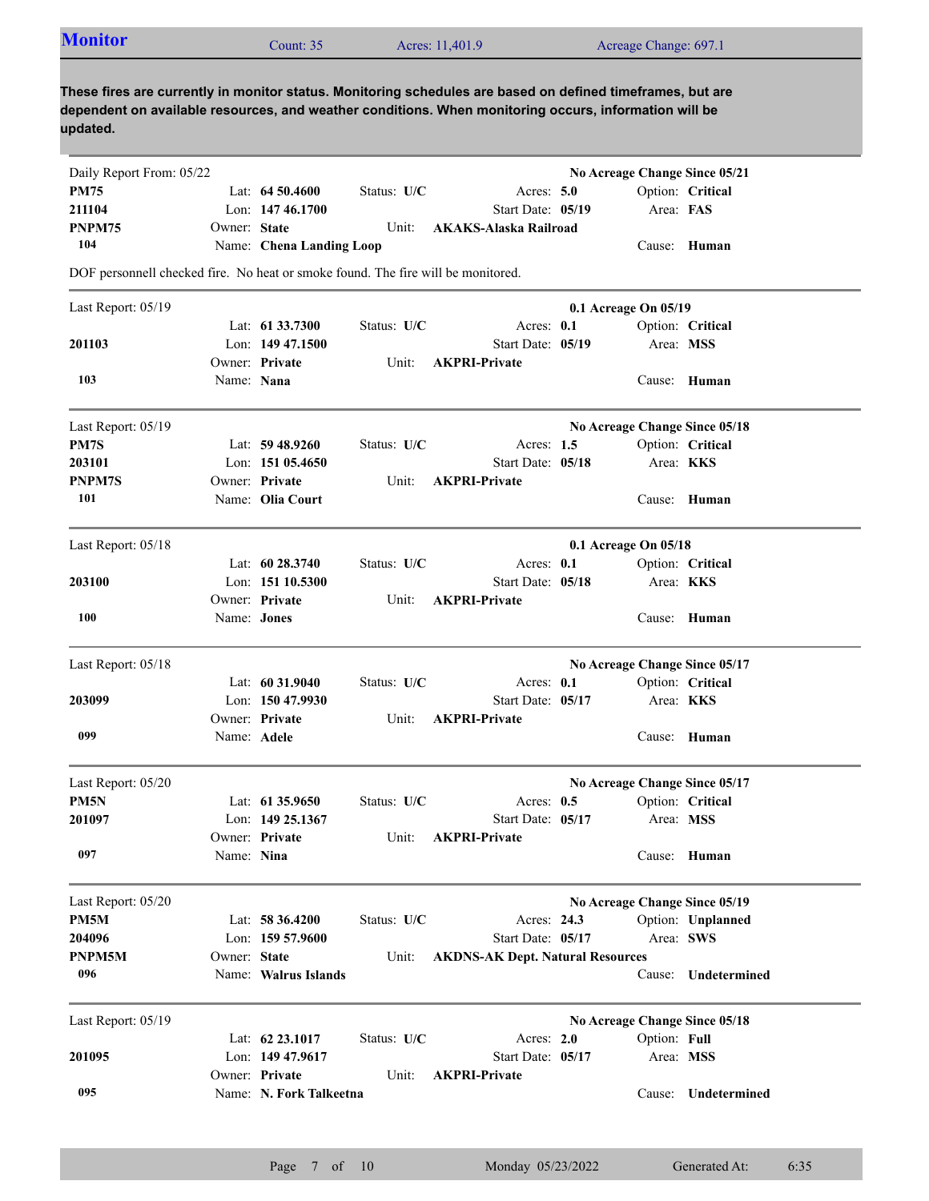## Monitor

Count: 35 Acres: 11,401.9 Acreage Change: 697.1

**These fires are currently in monitor status. Monitoring schedules are based on defined timeframes, but are dependent on available resources, and weather conditions. When monitoring occurs, information will be updated.**

---

Daily Report From: 05/22 — **No Acreage Change Since 05/21**

| | | | | |
|---|---|---|---|---|
| **PM75** | Lat: **64 50.4600** | Status: **U/C** | Acres: **5.0** | Option: **Critical** |
| **211104** | Lon: **147 46.1700** | | Start Date: **05/19** | Area: **FAS** |
| **PNPM75** | Owner: **State** | Unit: **AKAKS-Alaska Railroad** | | |
| **104** | Name: **Chena Landing Loop** | | | Cause: **Human** |

DOF personnell checked fire. No heat or smoke found. The fire will be monitored.

---

Last Report: 05/19 — **0.1 Acreage On 05/19**

| | | | | |
|---|---|---|---|---|
| | Lat: **61 33.7300** | Status: **U/C** | Acres: **0.1** | Option: **Critical** |
| **201103** | Lon: **149 47.1500** | | Start Date: **05/19** | Area: **MSS** |
| | Owner: **Private** | Unit: **AKPRI-Private** | | |
| **103** | Name: **Nana** | | | Cause: **Human** |

---

Last Report: 05/19 — **No Acreage Change Since 05/18**

| | | | | |
|---|---|---|---|---|
| **PM7S** | Lat: **59 48.9260** | Status: **U/C** | Acres: **1.5** | Option: **Critical** |
| **203101** | Lon: **151 05.4650** | | Start Date: **05/18** | Area: **KKS** |
| **PNPM7S** | Owner: **Private** | Unit: **AKPRI-Private** | | |
| **101** | Name: **Olia Court** | | | Cause: **Human** |

---

Last Report: 05/18 — **0.1 Acreage On 05/18**

| | | | | |
|---|---|---|---|---|
| | Lat: **60 28.3740** | Status: **U/C** | Acres: **0.1** | Option: **Critical** |
| **203100** | Lon: **151 10.5300** | | Start Date: **05/18** | Area: **KKS** |
| | Owner: **Private** | Unit: **AKPRI-Private** | | |
| **100** | Name: **Jones** | | | Cause: **Human** |

---

Last Report: 05/18 — **No Acreage Change Since 05/17**

| | | | | |
|---|---|---|---|---|
| | Lat: **60 31.9040** | Status: **U/C** | Acres: **0.1** | Option: **Critical** |
| **203099** | Lon: **150 47.9930** | | Start Date: **05/17** | Area: **KKS** |
| | Owner: **Private** | Unit: **AKPRI-Private** | | |
| **099** | Name: **Adele** | | | Cause: **Human** |

---

Last Report: 05/20 — **No Acreage Change Since 05/17**

| | | | | |
|---|---|---|---|---|
| **PM5N** | Lat: **61 35.9650** | Status: **U/C** | Acres: **0.5** | Option: **Critical** |
| **201097** | Lon: **149 25.1367** | | Start Date: **05/17** | Area: **MSS** |
| | Owner: **Private** | Unit: **AKPRI-Private** | | |
| **097** | Name: **Nina** | | | Cause: **Human** |

---

Last Report: 05/20 — **No Acreage Change Since 05/19**

| | | | | |
|---|---|---|---|---|
| **PM5M** | Lat: **58 36.4200** | Status: **U/C** | Acres: **24.3** | Option: **Unplanned** |
| **204096** | Lon: **159 57.9600** | | Start Date: **05/17** | Area: **SWS** |
| **PNPM5M** | Owner: **State** | Unit: **AKDNS-AK Dept. Natural Resources** | | |
| **096** | Name: **Walrus Islands** | | | Cause: **Undetermined** |

---

Last Report: 05/19 — **No Acreage Change Since 05/18**

| | | | | |
|---|---|---|---|---|
| | Lat: **62 23.1017** | Status: **U/C** | Acres: **2.0** | Option: **Full** |
| **201095** | Lon: **149 47.9617** | | Start Date: **05/17** | Area: **MSS** |
| | Owner: **Private** | Unit: **AKPRI-Private** | | |
| **095** | Name: **N. Fork Talkeetna** | | | Cause: **Undetermined** |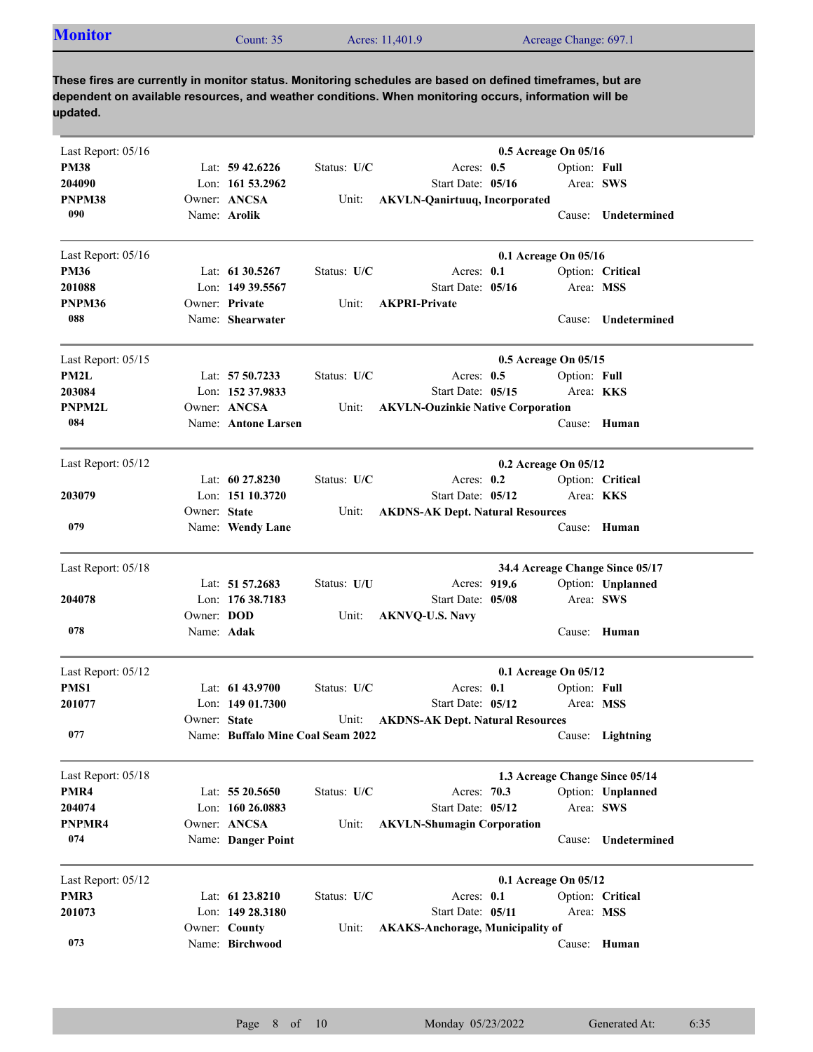## Monitor

Count: 35 | Acres: 11,401.9 | Acreage Change: 697.1

**These fires are currently in monitor status. Monitoring schedules are based on defined timeframes, but are dependent on available resources, and weather conditions. When monitoring occurs, information will be updated.**

---

Last Report: 05/16 — **0.5 Acreage On 05/16**

| | | | | |
|---|---|---|---|---|
| **PM38** | Lat: **59 42.6226** | Status: **U/C** | Acres: **0.5** | Option: **Full** |
| **204090** | Lon: **161 53.2962** | | Start Date: **05/16** | Area: **SWS** |
| **PNPM38** | Owner: **ANCSA** | Unit: **AKVLN-Qanirtuuq, Incorporated** | | |
| **090** | Name: **Arolik** | | | Cause: **Undetermined** |

---

Last Report: 05/16 — **0.1 Acreage On 05/16**

| | | | | |
|---|---|---|---|---|
| **PM36** | Lat: **61 30.5267** | Status: **U/C** | Acres: **0.1** | Option: **Critical** |
| **201088** | Lon: **149 39.5567** | | Start Date: **05/16** | Area: **MSS** |
| **PNPM36** | Owner: **Private** | Unit: **AKPRI-Private** | | |
| **088** | Name: **Shearwater** | | | Cause: **Undetermined** |

---

Last Report: 05/15 — **0.5 Acreage On 05/15**

| | | | | |
|---|---|---|---|---|
| **PM2L** | Lat: **57 50.7233** | Status: **U/C** | Acres: **0.5** | Option: **Full** |
| **203084** | Lon: **152 37.9833** | | Start Date: **05/15** | Area: **KKS** |
| **PNPM2L** | Owner: **ANCSA** | Unit: **AKVLN-Ouzinkie Native Corporation** | | |
| **084** | Name: **Antone Larsen** | | | Cause: **Human** |

---

Last Report: 05/12 — **0.2 Acreage On 05/12**

| | | | | |
|---|---|---|---|---|
| | Lat: **60 27.8230** | Status: **U/C** | Acres: **0.2** | Option: **Critical** |
| **203079** | Lon: **151 10.3720** | | Start Date: **05/12** | Area: **KKS** |
| | Owner: **State** | Unit: **AKDNS-AK Dept. Natural Resources** | | |
| **079** | Name: **Wendy Lane** | | | Cause: **Human** |

---

Last Report: 05/18 — **34.4 Acreage Change Since 05/17**

| | | | | |
|---|---|---|---|---|
| | Lat: **51 57.2683** | Status: **U/U** | Acres: **919.6** | Option: **Unplanned** |
| **204078** | Lon: **176 38.7183** | | Start Date: **05/08** | Area: **SWS** |
| | Owner: **DOD** | Unit: **AKNVQ-U.S. Navy** | | |
| **078** | Name: **Adak** | | | Cause: **Human** |

---

Last Report: 05/12 — **0.1 Acreage On 05/12**

| | | | | |
|---|---|---|---|---|
| **PMS1** | Lat: **61 43.9700** | Status: **U/C** | Acres: **0.1** | Option: **Full** |
| **201077** | Lon: **149 01.7300** | | Start Date: **05/12** | Area: **MSS** |
| | Owner: **State** | Unit: **AKDNS-AK Dept. Natural Resources** | | |
| **077** | Name: **Buffalo Mine Coal Seam 2022** | | | Cause: **Lightning** |

---

Last Report: 05/18 — **1.3 Acreage Change Since 05/14**

| | | | | |
|---|---|---|---|---|
| **PMR4** | Lat: **55 20.5650** | Status: **U/C** | Acres: **70.3** | Option: **Unplanned** |
| **204074** | Lon: **160 26.0883** | | Start Date: **05/12** | Area: **SWS** |
| **PNPMR4** | Owner: **ANCSA** | Unit: **AKVLN-Shumagin Corporation** | | |
| **074** | Name: **Danger Point** | | | Cause: **Undetermined** |

---

Last Report: 05/12 — **0.1 Acreage On 05/12**

| | | | | |
|---|---|---|---|---|
| **PMR3** | Lat: **61 23.8210** | Status: **U/C** | Acres: **0.1** | Option: **Critical** |
| **201073** | Lon: **149 28.3180** | | Start Date: **05/11** | Area: **MSS** |
| | Owner: **County** | Unit: **AKAKS-Anchorage, Municipality of** | | |
| **073** | Name: **Birchwood** | | | Cause: **Human** |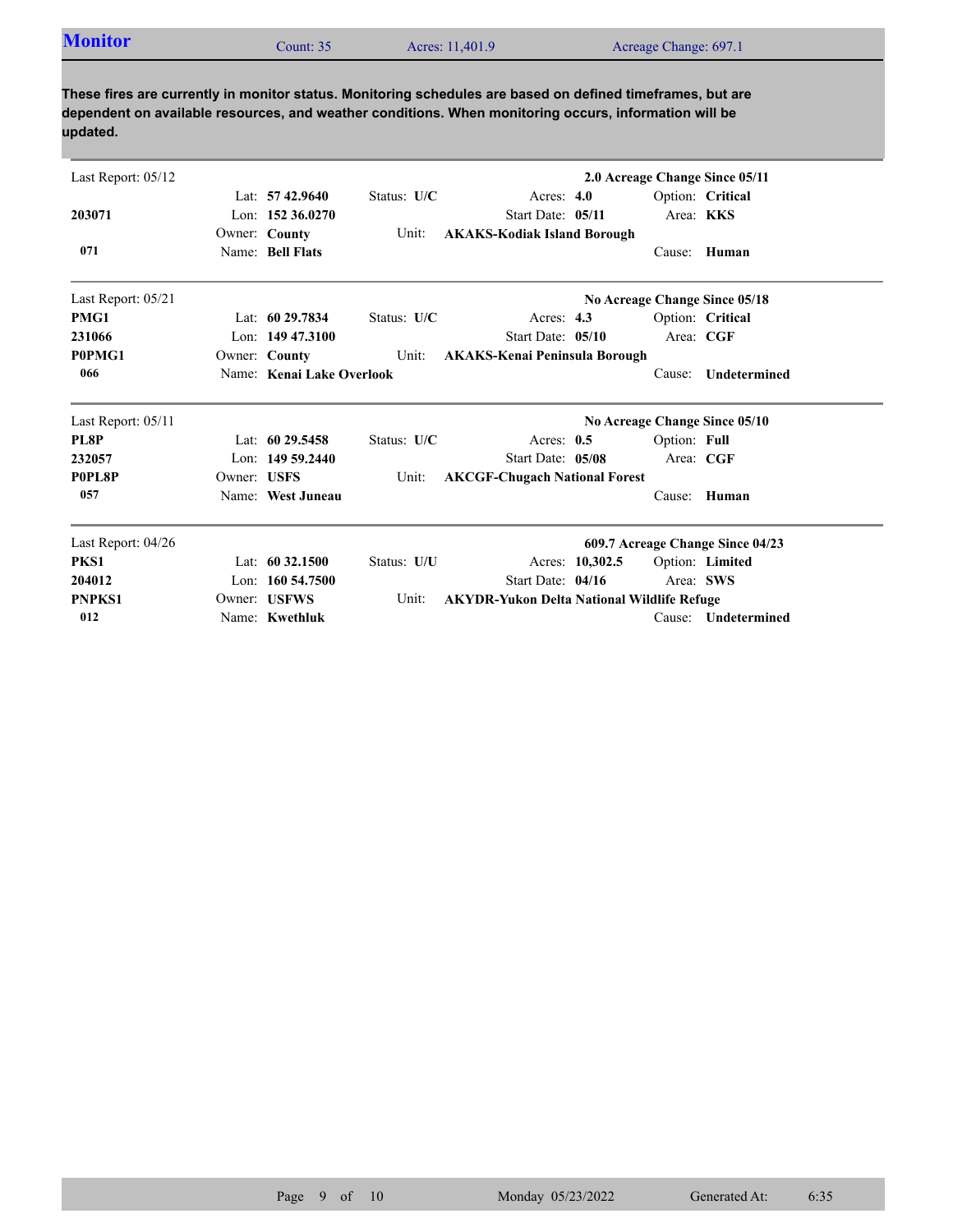## Monitor

Count: 35 | Acres: 11,401.9 | Acreage Change: 697.1

**These fires are currently in monitor status. Monitoring schedules are based on defined timeframes, but are dependent on available resources, and weather conditions. When monitoring occurs, information will be updated.**

---

Last Report: 05/12 — **2.0 Acreage Change Since 05/11**

| | | | | |
|---|---|---|---|---|
| | Lat: **57 42.9640** | Status: **U/C** | Acres: **4.0** | Option: **Critical** |
| **203071** | Lon: **152 36.0270** | | Start Date: **05/11** | Area: **KKS** |
| | Owner: **County** | Unit: | **AKAKS-Kodiak Island Borough** | |
| **071** | Name: **Bell Flats** | | | Cause: **Human** |

---

Last Report: 05/21 — **No Acreage Change Since 05/18**

| | | | | |
|---|---|---|---|---|
| **PMG1** | Lat: **60 29.7834** | Status: **U/C** | Acres: **4.3** | Option: **Critical** |
| **231066** | Lon: **149 47.3100** | | Start Date: **05/10** | Area: **CGF** |
| **P0PMG1** | Owner: **County** | Unit: | **AKAKS-Kenai Peninsula Borough** | |
| **066** | Name: **Kenai Lake Overlook** | | | Cause: **Undetermined** |

---

Last Report: 05/11 — **No Acreage Change Since 05/10**

| | | | | |
|---|---|---|---|---|
| **PL8P** | Lat: **60 29.5458** | Status: **U/C** | Acres: **0.5** | Option: **Full** |
| **232057** | Lon: **149 59.2440** | | Start Date: **05/08** | Area: **CGF** |
| **P0PL8P** | Owner: **USFS** | Unit: | **AKCGF-Chugach National Forest** | |
| **057** | Name: **West Juneau** | | | Cause: **Human** |

---

Last Report: 04/26 — **609.7 Acreage Change Since 04/23**

| | | | | |
|---|---|---|---|---|
| **PKS1** | Lat: **60 32.1500** | Status: **U/U** | Acres: **10,302.5** | Option: **Limited** |
| **204012** | Lon: **160 54.7500** | | Start Date: **04/16** | Area: **SWS** |
| **PNPKS1** | Owner: **USFWS** | Unit: | **AKYDR-Yukon Delta National Wildlife Refuge** | |
| **012** | Name: **Kwethluk** | | | Cause: **Undetermined** |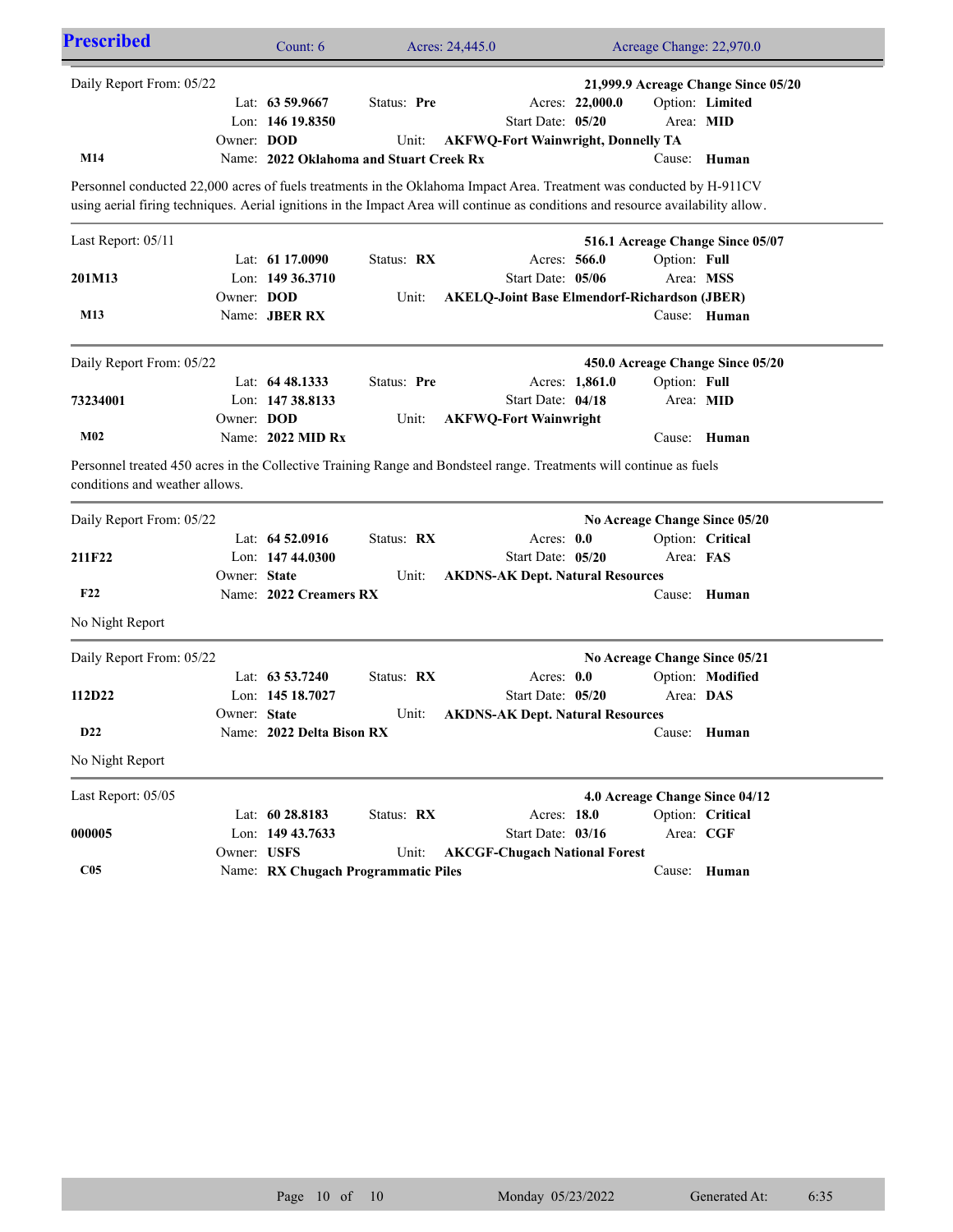## Prescribed

Count: 6 | Acres: 24,445.0 | Acreage Change: 22,970.0

---

Daily Report From: 05/22

**21,999.9 Acreage Change Since 05/20**

| | | | |
|---|---|---|---|
| | Lat: **63 59.9667** | Status: **Pre** | Acres: **22,000.0** | Option: **Limited** |
| | Lon: **146 19.8350** | | Start Date: **05/20** | Area: **MID** |
| | Owner: **DOD** | Unit: **AKFWQ-Fort Wainwright, Donnelly TA** | | |
| **M14** | Name: **2022 Oklahoma and Stuart Creek Rx** | | | Cause: **Human** |

Personnel conducted 22,000 acres of fuels treatments in the Oklahoma Impact Area. Treatment was conducted by H-911CV using aerial firing techniques. Aerial ignitions in the Impact Area will continue as conditions and resource availability allow.

---

Last Report: 05/11

**516.1 Acreage Change Since 05/07**

| | | | | |
|---|---|---|---|---|
| | Lat: **61 17.0090** | Status: **RX** | Acres: **566.0** | Option: **Full** |
| **201M13** | Lon: **149 36.3710** | | Start Date: **05/06** | Area: **MSS** |
| | Owner: **DOD** | Unit: **AKELQ-Joint Base Elmendorf-Richardson (JBER)** | | |
| **M13** | Name: **JBER RX** | | | Cause: **Human** |

---

Daily Report From: 05/22

**450.0 Acreage Change Since 05/20**

| | | | | |
|---|---|---|---|---|
| | Lat: **64 48.1333** | Status: **Pre** | Acres: **1,861.0** | Option: **Full** |
| **73234001** | Lon: **147 38.8133** | | Start Date: **04/18** | Area: **MID** |
| | Owner: **DOD** | Unit: **AKFWQ-Fort Wainwright** | | |
| **M02** | Name: **2022 MID Rx** | | | Cause: **Human** |

Personnel treated 450 acres in the Collective Training Range and Bondsteel range. Treatments will continue as fuels conditions and weather allows.

---

Daily Report From: 05/22

**No Acreage Change Since 05/20**

| | | | | |
|---|---|---|---|---|
| | Lat: **64 52.0916** | Status: **RX** | Acres: **0.0** | Option: **Critical** |
| **211F22** | Lon: **147 44.0300** | | Start Date: **05/20** | Area: **FAS** |
| | Owner: **State** | Unit: **AKDNS-AK Dept. Natural Resources** | | |
| **F22** | Name: **2022 Creamers RX** | | | Cause: **Human** |

No Night Report

---

Daily Report From: 05/22

**No Acreage Change Since 05/21**

| | | | | |
|---|---|---|---|---|
| | Lat: **63 53.7240** | Status: **RX** | Acres: **0.0** | Option: **Modified** |
| **112D22** | Lon: **145 18.7027** | | Start Date: **05/20** | Area: **DAS** |
| | Owner: **State** | Unit: **AKDNS-AK Dept. Natural Resources** | | |
| **D22** | Name: **2022 Delta Bison RX** | | | Cause: **Human** |

No Night Report

---

Last Report: 05/05

**4.0 Acreage Change Since 04/12**

| | | | | |
|---|---|---|---|---|
| | Lat: **60 28.8183** | Status: **RX** | Acres: **18.0** | Option: **Critical** |
| **000005** | Lon: **149 43.7633** | | Start Date: **03/16** | Area: **CGF** |
| | Owner: **USFS** | Unit: **AKCGF-Chugach National Forest** | | |
| **C05** | Name: **RX Chugach Programmatic Piles** | | | Cause: **Human** |

Monday 05/23/2022 Generated At: 6:35